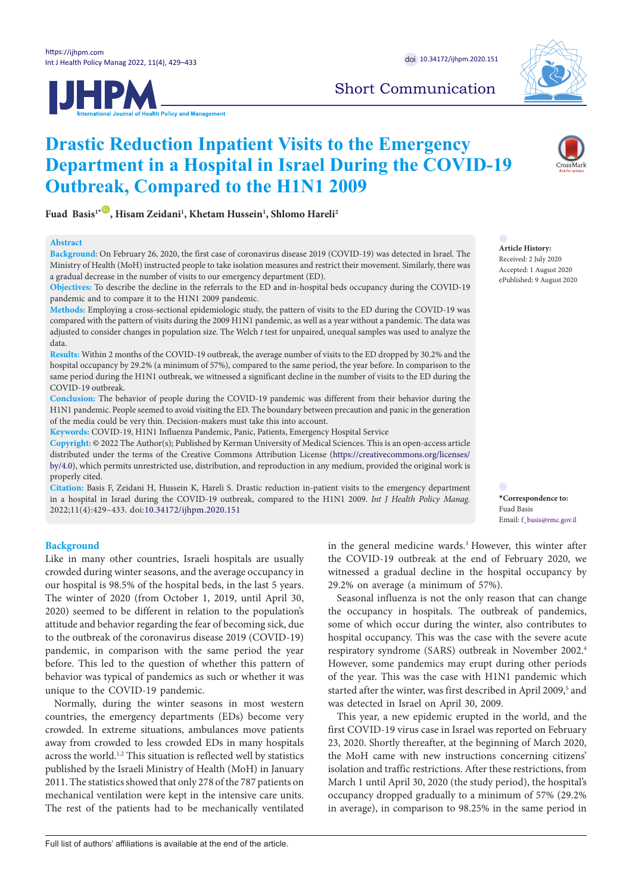Short Communication

# Drastic Reduction Inpatient Visits to the Emergency Department in a Hospital in Israel During the COVID-19 Outbreak, Compared to the H1N1 2009

**Fuad Basis[1*], Hisam Zeidani[1], Khetam Hussein[1], Shlomo Hareli[2]**

## Abstract

**Background:** On February 26, 2020, the first case of coronavirus disease 2019 (COVID-19) was detected in Israel. The Ministry of Health (MoH) instructed people to take isolation measures and restrict their movement. Similarly, there was a gradual decrease in the number of visits to our emergency department (ED).

**Objectives:** To describe the decline in the referrals to the ED and in-hospital beds occupancy during the COVID-19 pandemic and to compare it to the H1N1 2009 pandemic.

**Methods:** Employing a cross-sectional epidemiologic study, the pattern of visits to the ED during the COVID-19 was compared with the pattern of visits during the 2009 H1N1 pandemic, as well as a year without a pandemic. The data was adjusted to consider changes in population size. The Welch *t* test for unpaired, unequal samples was used to analyze the data.

**Results:** Within 2 months of the COVID-19 outbreak, the average number of visits to the ED dropped by 30.2% and the hospital occupancy by 29.2% (a minimum of 57%), compared to the same period, the year before. In comparison to the same period during the H1N1 outbreak, we witnessed a significant decline in the number of visits to the ED during the COVID-19 outbreak.

**Conclusion:** The behavior of people during the COVID-19 pandemic was different from their behavior during the H1N1 pandemic. People seemed to avoid visiting the ED. The boundary between precaution and panic in the generation of the media could be very thin. Decision-makers must take this into account.

**Keywords:** COVID-19, H1N1 Influenza Pandemic, Panic, Patients, Emergency Hospital Service

**Copyright:** © 2022 The Author(s); Published by Kerman University of Medical Sciences. This is an open-access article distributed under the terms of the Creative Commons Attribution License (https://creativecommons.org/licenses/by/4.0), which permits unrestricted use, distribution, and reproduction in any medium, provided the original work is properly cited.

**Citation:** Basis F, Zeidani H, Hussein K, Hareli S. Drastic reduction in-patient visits to the emergency department in a hospital in Israel during the COVID-19 outbreak, compared to the H1N1 2009. *Int J Health Policy Manag.* 2022;11(4):429–433. doi:10.34172/ijhpm.2020.151

**Article History:**
Received: 2 July 2020
Accepted: 1 August 2020
ePublished: 9 August 2020

**\*Correspondence to:**
Fuad Basis
Email: f_basis@rmc.gov.il

## Background

Like in many other countries, Israeli hospitals are usually crowded during winter seasons, and the average occupancy in our hospital is 98.5% of the hospital beds, in the last 5 years. The winter of 2020 (from October 1, 2019, until April 30, 2020) seemed to be different in relation to the population's attitude and behavior regarding the fear of becoming sick, due to the outbreak of the coronavirus disease 2019 (COVID-19) pandemic, in comparison with the same period the year before. This led to the question of whether this pattern of behavior was typical of pandemics as such or whether it was unique to the COVID-19 pandemic.

Normally, during the winter seasons in most western countries, the emergency departments (EDs) become very crowded. In extreme situations, ambulances move patients away from crowded to less crowded EDs in many hospitals across the world.[1,2] This situation is reflected well by statistics published by the Israeli Ministry of Health (MoH) in January 2011. The statistics showed that only 278 of the 787 patients on mechanical ventilation were kept in the intensive care units. The rest of the patients had to be mechanically ventilated in the general medicine wards.[3] However, this winter after the COVID-19 outbreak at the end of February 2020, we witnessed a gradual decline in the hospital occupancy by 29.2% on average (a minimum of 57%).

Seasonal influenza is not the only reason that can change the occupancy in hospitals. The outbreak of pandemics, some of which occur during the winter, also contributes to hospital occupancy. This was the case with the severe acute respiratory syndrome (SARS) outbreak in November 2002.[4] However, some pandemics may erupt during other periods of the year. This was the case with H1N1 pandemic which started after the winter, was first described in April 2009,[5] and was detected in Israel on April 30, 2009.

This year, a new epidemic erupted in the world, and the first COVID-19 virus case in Israel was reported on February 23, 2020. Shortly thereafter, at the beginning of March 2020, the MoH came with new instructions concerning citizens' isolation and traffic restrictions. After these restrictions, from March 1 until April 30, 2020 (the study period), the hospital's occupancy dropped gradually to a minimum of 57% (29.2% in average), in comparison to 98.25% in the same period in

Full list of authors' affiliations is available at the end of the article.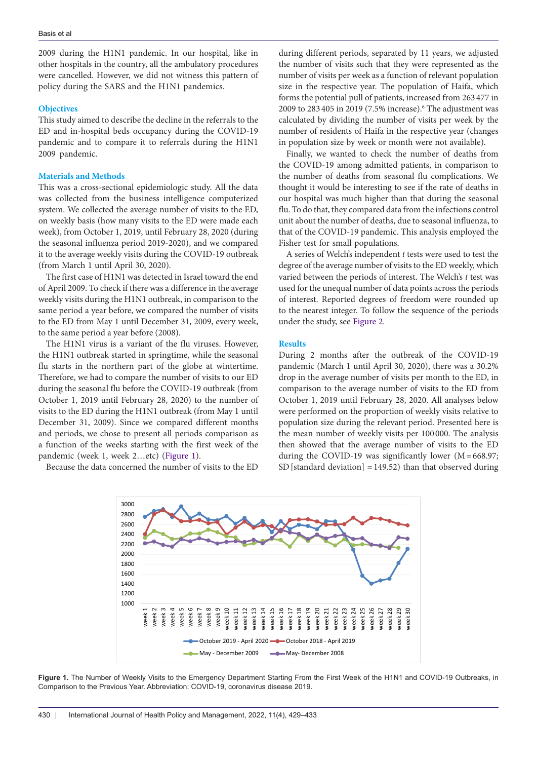2009 during the H1N1 pandemic. In our hospital, like in other hospitals in the country, all the ambulatory procedures were cancelled. However, we did not witness this pattern of policy during the SARS and the H1N1 pandemics.

## Objectives

This study aimed to describe the decline in the referrals to the ED and in-hospital beds occupancy during the COVID-19 pandemic and to compare it to referrals during the H1N1 2009 pandemic.

## Materials and Methods

This was a cross-sectional epidemiologic study. All the data was collected from the business intelligence computerized system. We collected the average number of visits to the ED, on weekly basis (how many visits to the ED were made each week), from October 1, 2019, until February 28, 2020 (during the seasonal influenza period 2019-2020), and we compared it to the average weekly visits during the COVID-19 outbreak (from March 1 until April 30, 2020).

The first case of H1N1 was detected in Israel toward the end of April 2009. To check if there was a difference in the average weekly visits during the H1N1 outbreak, in comparison to the same period a year before, we compared the number of visits to the ED from May 1 until December 31, 2009, every week, to the same period a year before (2008).

The H1N1 virus is a variant of the flu viruses. However, the H1N1 outbreak started in springtime, while the seasonal flu starts in the northern part of the globe at wintertime. Therefore, we had to compare the number of visits to our ED during the seasonal flu before the COVID-19 outbreak (from October 1, 2019 until February 28, 2020) to the number of visits to the ED during the H1N1 outbreak (from May 1 until December 31, 2009). Since we compared different months and periods, we chose to present all periods comparison as a function of the weeks starting with the first week of the pandemic (week 1, week 2…etc) (Figure 1).

Because the data concerned the number of visits to the ED during different periods, separated by 11 years, we adjusted the number of visits such that they were represented as the number of visits per week as a function of relevant population size in the respective year. The population of Haifa, which forms the potential pull of patients, increased from 263 477 in 2009 to 283 405 in 2019 (7.5% increase).[6] The adjustment was calculated by dividing the number of visits per week by the number of residents of Haifa in the respective year (changes in population size by week or month were not available).

Finally, we wanted to check the number of deaths from the COVID-19 among admitted patients, in comparison to the number of deaths from seasonal flu complications. We thought it would be interesting to see if the rate of deaths in our hospital was much higher than that during the seasonal flu. To do that, they compared data from the infections control unit about the number of deaths, due to seasonal influenza, to that of the COVID-19 pandemic. This analysis employed the Fisher test for small populations.

A series of Welch's independent *t* tests were used to test the degree of the average number of visits to the ED weekly, which varied between the periods of interest. The Welch's *t* test was used for the unequal number of data points across the periods of interest. Reported degrees of freedom were rounded up to the nearest integer. To follow the sequence of the periods under the study, see Figure 2.

## Results

During 2 months after the outbreak of the COVID-19 pandemic (March 1 until April 30, 2020), there was a 30.2% drop in the average number of visits per month to the ED, in comparison to the average number of visits to the ED from October 1, 2019 until February 28, 2020. All analyses below were performed on the proportion of weekly visits relative to population size during the relevant period. Presented here is the mean number of weekly visits per 100 000. The analysis then showed that the average number of visits to the ED during the COVID-19 was significantly lower (M = 668.97; SD [standard deviation] = 149.52) than that observed during

**Figure 1.** The Number of Weekly Visits to the Emergency Department Starting From the First Week of the H1N1 and COVID-19 Outbreaks, in Comparison to the Previous Year. Abbreviation: COVID-19, coronavirus disease 2019.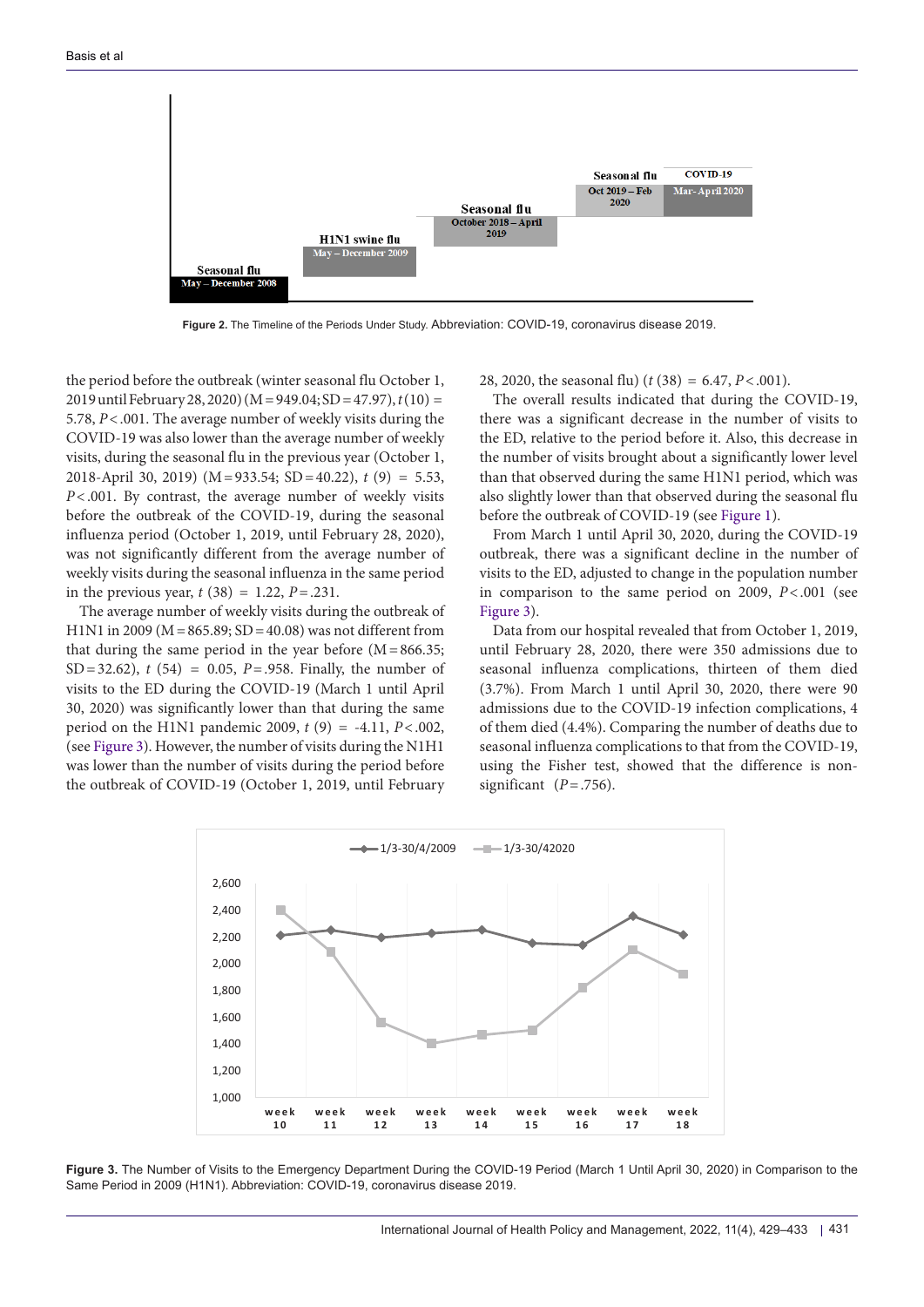Figure 2. The Timeline of the Periods Under Study. Abbreviation: COVID-19, coronavirus disease 2019.

the period before the outbreak (winter seasonal flu October 1, 2019 until February 28, 2020) (M = 949.04; SD = 47.97), $t(10)$ = 5.78, $P < .001$. The average number of weekly visits during the COVID-19 was also lower than the average number of weekly visits, during the seasonal flu in the previous year (October 1, 2018-April 30, 2019) (M = 933.54; SD = 40.22), $t$ (9) = 5.53, $P < .001$. By contrast, the average number of weekly visits before the outbreak of the COVID-19, during the seasonal influenza period (October 1, 2019, until February 28, 2020), was not significantly different from the average number of weekly visits during the seasonal influenza in the same period in the previous year, $t$ (38) = 1.22, $P = .231$.

The average number of weekly visits during the outbreak of H1N1 in 2009 (M = 865.89; SD = 40.08) was not different from that during the same period in the year before (M = 866.35; SD = 32.62), $t$ (54) = 0.05, $P = .958$. Finally, the number of visits to the ED during the COVID-19 (March 1 until April 30, 2020) was significantly lower than that during the same period on the H1N1 pandemic 2009, $t$ (9) = -4.11, $P < .002$, (see Figure 3). However, the number of visits during the N1H1 was lower than the number of visits during the period before the outbreak of COVID-19 (October 1, 2019, until February 28, 2020, the seasonal flu) ($t$ (38) = 6.47, $P < .001$).

The overall results indicated that during the COVID-19, there was a significant decrease in the number of visits to the ED, relative to the period before it. Also, this decrease in the number of visits brought about a significantly lower level than that observed during the same H1N1 period, which was also slightly lower than that observed during the seasonal flu before the outbreak of COVID-19 (see Figure 1).

From March 1 until April 30, 2020, during the COVID-19 outbreak, there was a significant decline in the number of visits to the ED, adjusted to change in the population number in comparison to the same period on 2009, $P < .001$ (see Figure 3).

Data from our hospital revealed that from October 1, 2019, until February 28, 2020, there were 350 admissions due to seasonal influenza complications, thirteen of them died (3.7%). From March 1 until April 30, 2020, there were 90 admissions due to the COVID-19 infection complications, 4 of them died (4.4%). Comparing the number of deaths due to seasonal influenza complications to that from the COVID-19, using the Fisher test, showed that the difference is non-significant ($P = .756$).

Figure 3. The Number of Visits to the Emergency Department During the COVID-19 Period (March 1 Until April 30, 2020) in Comparison to the Same Period in 2009 (H1N1). Abbreviation: COVID-19, coronavirus disease 2019.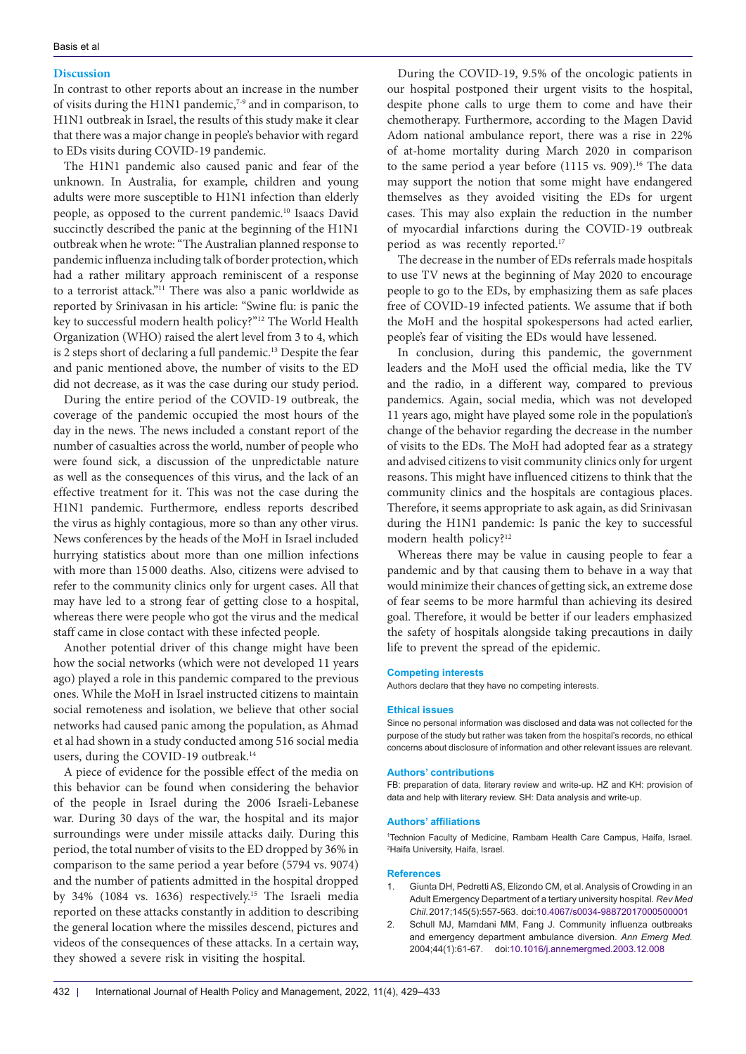## Discussion

In contrast to other reports about an increase in the number of visits during the H1N1 pandemic,[7-9] and in comparison, to H1N1 outbreak in Israel, the results of this study make it clear that there was a major change in people's behavior with regard to EDs visits during COVID-19 pandemic.

The H1N1 pandemic also caused panic and fear of the unknown. In Australia, for example, children and young adults were more susceptible to H1N1 infection than elderly people, as opposed to the current pandemic.[10] Isaacs David succinctly described the panic at the beginning of the H1N1 outbreak when he wrote: "The Australian planned response to pandemic influenza including talk of border protection, which had a rather military approach reminiscent of a response to a terrorist attack."[11] There was also a panic worldwide as reported by Srinivasan in his article: "Swine flu: is panic the key to successful modern health policy?"[12] The World Health Organization (WHO) raised the alert level from 3 to 4, which is 2 steps short of declaring a full pandemic.[13] Despite the fear and panic mentioned above, the number of visits to the ED did not decrease, as it was the case during our study period.

During the entire period of the COVID-19 outbreak, the coverage of the pandemic occupied the most hours of the day in the news. The news included a constant report of the number of casualties across the world, number of people who were found sick, a discussion of the unpredictable nature as well as the consequences of this virus, and the lack of an effective treatment for it. This was not the case during the H1N1 pandemic. Furthermore, endless reports described the virus as highly contagious, more so than any other virus. News conferences by the heads of the MoH in Israel included hurrying statistics about more than one million infections with more than 15 000 deaths. Also, citizens were advised to refer to the community clinics only for urgent cases. All that may have led to a strong fear of getting close to a hospital, whereas there were people who got the virus and the medical staff came in close contact with these infected people.

Another potential driver of this change might have been how the social networks (which were not developed 11 years ago) played a role in this pandemic compared to the previous ones. While the MoH in Israel instructed citizens to maintain social remoteness and isolation, we believe that other social networks had caused panic among the population, as Ahmad et al had shown in a study conducted among 516 social media users, during the COVID-19 outbreak.[14]

A piece of evidence for the possible effect of the media on this behavior can be found when considering the behavior of the people in Israel during the 2006 Israeli-Lebanese war. During 30 days of the war, the hospital and its major surroundings were under missile attacks daily. During this period, the total number of visits to the ED dropped by 36% in comparison to the same period a year before (5794 vs. 9074) and the number of patients admitted in the hospital dropped by 34% (1084 vs. 1636) respectively.[15] The Israeli media reported on these attacks constantly in addition to describing the general location where the missiles descend, pictures and videos of the consequences of these attacks. In a certain way, they showed a severe risk in visiting the hospital.

During the COVID-19, 9.5% of the oncologic patients in our hospital postponed their urgent visits to the hospital, despite phone calls to urge them to come and have their chemotherapy. Furthermore, according to the Magen David Adom national ambulance report, there was a rise in 22% of at-home mortality during March 2020 in comparison to the same period a year before (1115 vs. 909).[16] The data may support the notion that some might have endangered themselves as they avoided visiting the EDs for urgent cases. This may also explain the reduction in the number of myocardial infarctions during the COVID-19 outbreak period as was recently reported.[17]

The decrease in the number of EDs referrals made hospitals to use TV news at the beginning of May 2020 to encourage people to go to the EDs, by emphasizing them as safe places free of COVID-19 infected patients. We assume that if both the MoH and the hospital spokespersons had acted earlier, people's fear of visiting the EDs would have lessened.

In conclusion, during this pandemic, the government leaders and the MoH used the official media, like the TV and the radio, in a different way, compared to previous pandemics. Again, social media, which was not developed 11 years ago, might have played some role in the population's change of the behavior regarding the decrease in the number of visits to the EDs. The MoH had adopted fear as a strategy and advised citizens to visit community clinics only for urgent reasons. This might have influenced citizens to think that the community clinics and the hospitals are contagious places. Therefore, it seems appropriate to ask again, as did Srinivasan during the H1N1 pandemic: Is panic the key to successful modern health policy?[12]

Whereas there may be value in causing people to fear a pandemic and by that causing them to behave in a way that would minimize their chances of getting sick, an extreme dose of fear seems to be more harmful than achieving its desired goal. Therefore, it would be better if our leaders emphasized the safety of hospitals alongside taking precautions in daily life to prevent the spread of the epidemic.

### Competing interests

Authors declare that they have no competing interests.

### Ethical issues

Since no personal information was disclosed and data was not collected for the purpose of the study but rather was taken from the hospital's records, no ethical concerns about disclosure of information and other relevant issues are relevant.

### Authors' contributions

FB: preparation of data, literary review and write-up. HZ and KH: provision of data and help with literary review. SH: Data analysis and write-up.

### Authors' affiliations

[1]Technion Faculty of Medicine, Rambam Health Care Campus, Haifa, Israel. [2]Haifa University, Haifa, Israel.

### References

1. Giunta DH, Pedretti AS, Elizondo CM, et al. Analysis of Crowding in an Adult Emergency Department of a tertiary university hospital. *Rev Med Chil*. 2017;145(5):557-563. doi:10.4067/s0034-98872017000500001
2. Schull MJ, Mamdani MM, Fang J. Community influenza outbreaks and emergency department ambulance diversion. *Ann Emerg Med.* 2004;44(1):61-67. doi:10.1016/j.annemergmed.2003.12.008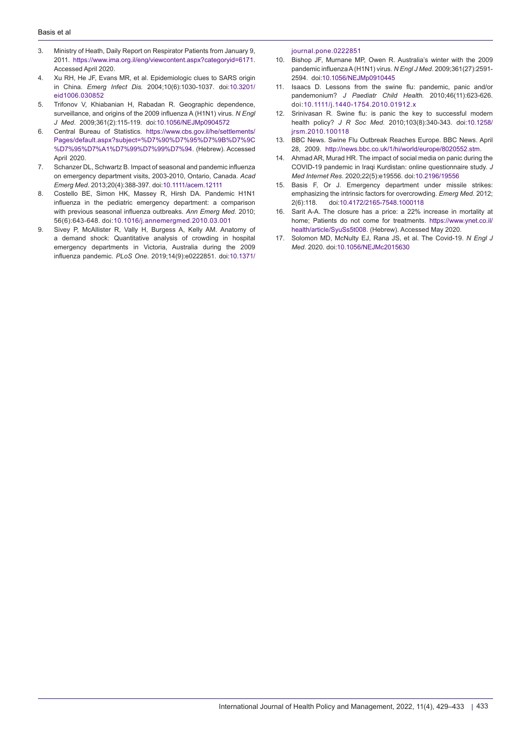3. Ministry of Heath, Daily Report on Respirator Patients from January 9, 2011. https://www.ima.org.il/eng/viewcontent.aspx?categoryid=6171. Accessed April 2020.
4. Xu RH, He JF, Evans MR, et al. Epidemiologic clues to SARS origin in China. *Emerg Infect Dis.* 2004;10(6):1030-1037. doi:10.3201/eid1006.030852
5. Trifonov V, Khiabanian H, Rabadan R. Geographic dependence, surveillance, and origins of the 2009 influenza A (H1N1) virus. *N Engl J Med*. 2009;361(2):115-119. doi:10.1056/NEJMp0904572
6. Central Bureau of Statistics. https://www.cbs.gov.il/he/settlements/Pages/default.aspx?subject=%D7%90%D7%95%D7%9B%D7%9C%D7%95%D7%A1%D7%99%D7%99%D7%94. (Hebrew). Accessed April 2020.
7. Schanzer DL, Schwartz B. Impact of seasonal and pandemic influenza on emergency department visits, 2003-2010, Ontario, Canada. *Acad Emerg Med*. 2013;20(4):388-397. doi:10.1111/acem.12111
8. Costello BE, Simon HK, Massey R, Hirsh DA. Pandemic H1N1 influenza in the pediatric emergency department: a comparison with previous seasonal influenza outbreaks. *Ann Emerg Med*. 2010; 56(6):643-648. doi:10.1016/j.annemergmed.2010.03.001
9. Sivey P, McAllister R, Vally H, Burgess A, Kelly AM. Anatomy of a demand shock: Quantitative analysis of crowding in hospital emergency departments in Victoria, Australia during the 2009 influenza pandemic. *PLoS One*. 2019;14(9):e0222851. doi:10.1371/journal.pone.0222851
10. Bishop JF, Murnane MP, Owen R. Australia's winter with the 2009 pandemic influenza A (H1N1) virus. *N Engl J Med*. 2009;361(27):2591-2594. doi:10.1056/NEJMp0910445
11. Isaacs D. Lessons from the swine flu: pandemic, panic and/or pandemonium? *J Paediatr Child Health.* 2010;46(11):623-626. doi:10.1111/j.1440-1754.2010.01912.x
12. Srinivasan R. Swine flu: is panic the key to successful modern health policy? *J R Soc Med.* 2010;103(8):340-343. doi:10.1258/jrsm.2010.100118
13. BBC News. Swine Flu Outbreak Reaches Europe. BBC News. April 28, 2009. http://news.bbc.co.uk/1/hi/world/europe/8020552.stm.
14. Ahmad AR, Murad HR. The impact of social media on panic during the COVID-19 pandemic in Iraqi Kurdistan: online questionnaire study. *J Med Internet Res*. 2020;22(5):e19556. doi:10.2196/19556
15. Basis F, Or J. Emergency department under missile strikes: emphasizing the intrinsic factors for overcrowding. *Emerg Med*. 2012; 2(6):118. doi:10.4172/2165-7548.1000118
16. Sarit A-A. The closure has a price: a 22% increase in mortality at home; Patients do not come for treatments. https://www.ynet.co.il/health/article/SyuSs5t008. (Hebrew). Accessed May 2020.
17. Solomon MD, McNulty EJ, Rana JS, et al. The Covid-19. *N Engl J Med*. 2020. doi:10.1056/NEJMc2015630